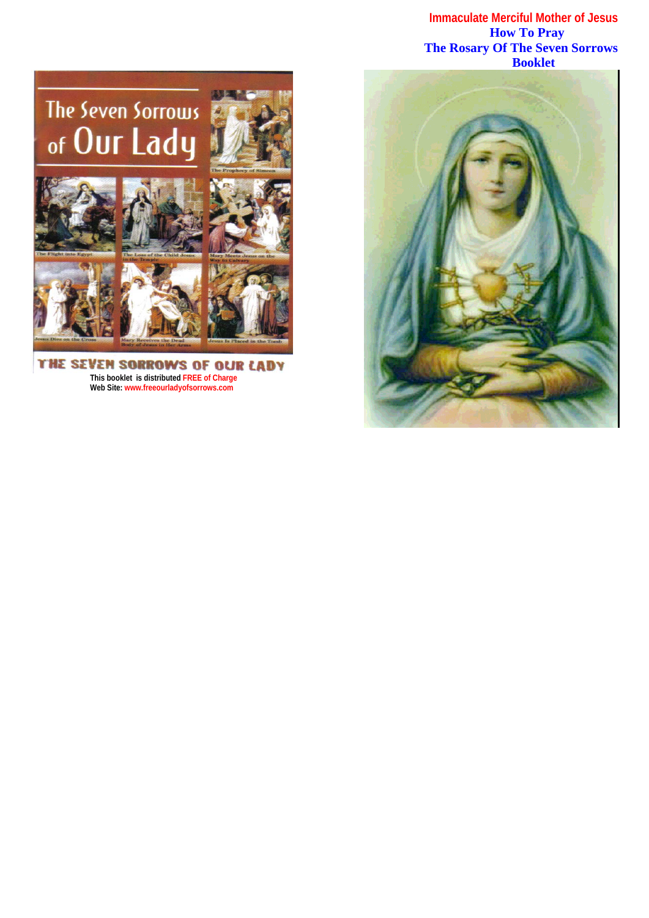# Immaculate Merciful Mother of Jesus

## How To Pray The Rosary Of The Seven Sorrows Booklet

The Seven Sorrows of Our Lady

The Prophecy of Simeon

The Flight into Egypt

The Loss of the Child Jesus in the Temple

Mary Meets Jesus on the Way to Calvary

Jesus Dies on the Cross

Mary Receives the Dead Body of Jesus in Her Arms

Jesus Is Placed in the Tomb

THE SEVEN SORROWS OF OUR LADY

**This booklet is distributed FREE of Charge**
**Web Site: www.freeourladyofsorrows.com**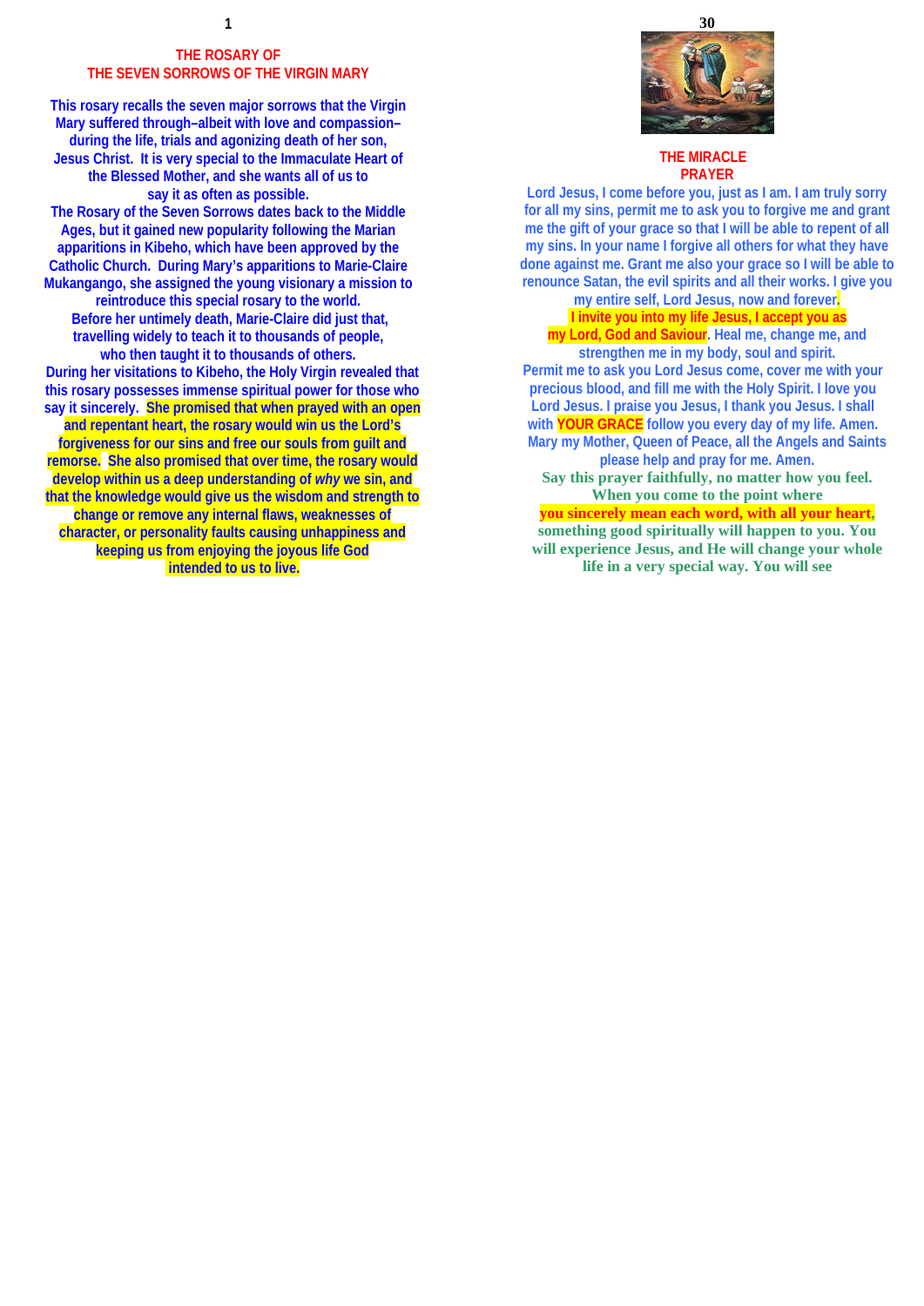# THE ROSARY OF THE SEVEN SORROWS OF THE VIRGIN MARY

This rosary recalls the seven major sorrows that the Virgin Mary suffered through–albeit with love and compassion–during the life, trials and agonizing death of her son, Jesus Christ. It is very special to the Immaculate Heart of the Blessed Mother, and she wants all of us to say it as often as possible.

The Rosary of the Seven Sorrows dates back to the Middle Ages, but it gained new popularity following the Marian apparitions in Kibeho, which have been approved by the Catholic Church. During Mary's apparitions to Marie-Claire Mukangango, she assigned the young visionary a mission to reintroduce this special rosary to the world.

Before her untimely death, Marie-Claire did just that, travelling widely to teach it to thousands of people, who then taught it to thousands of others.

During her visitations to Kibeho, the Holy Virgin revealed that this rosary possesses immense spiritual power for those who say it sincerely. She promised that when prayed with an open and repentant heart, the rosary would win us the Lord's forgiveness for our sins and free our souls from guilt and remorse. She also promised that over time, the rosary would develop within us a deep understanding of *why* we sin, and that the knowledge would give us the wisdom and strength to change or remove any internal flaws, weaknesses of character, or personality faults causing unhappiness and keeping us from enjoying the joyous life God intended to us to live.

## THE MIRACLE PRAYER

Lord Jesus, I come before you, just as I am. I am truly sorry for all my sins, permit me to ask you to forgive me and grant me the gift of your grace so that I will be able to repent of all my sins. In your name I forgive all others for what they have done against me. Grant me also your grace so I will be able to renounce Satan, the evil spirits and all their works. I give you my entire self, Lord Jesus, now and forever. I invite you into my life Jesus, I accept you as my Lord, God and Saviour. Heal me, change me, and strengthen me in my body, soul and spirit.

Permit me to ask you Lord Jesus come, cover me with your precious blood, and fill me with the Holy Spirit. I love you Lord Jesus. I praise you Jesus, I thank you Jesus. I shall with YOUR GRACE follow you every day of my life. Amen.

Mary my Mother, Queen of Peace, all the Angels and Saints please help and pray for me. Amen.

**Say this prayer faithfully, no matter how you feel. When you come to the point where you sincerely mean each word, with all your heart, something good spiritually will happen to you. You will experience Jesus, and He will change your whole life in a very special way. You will see**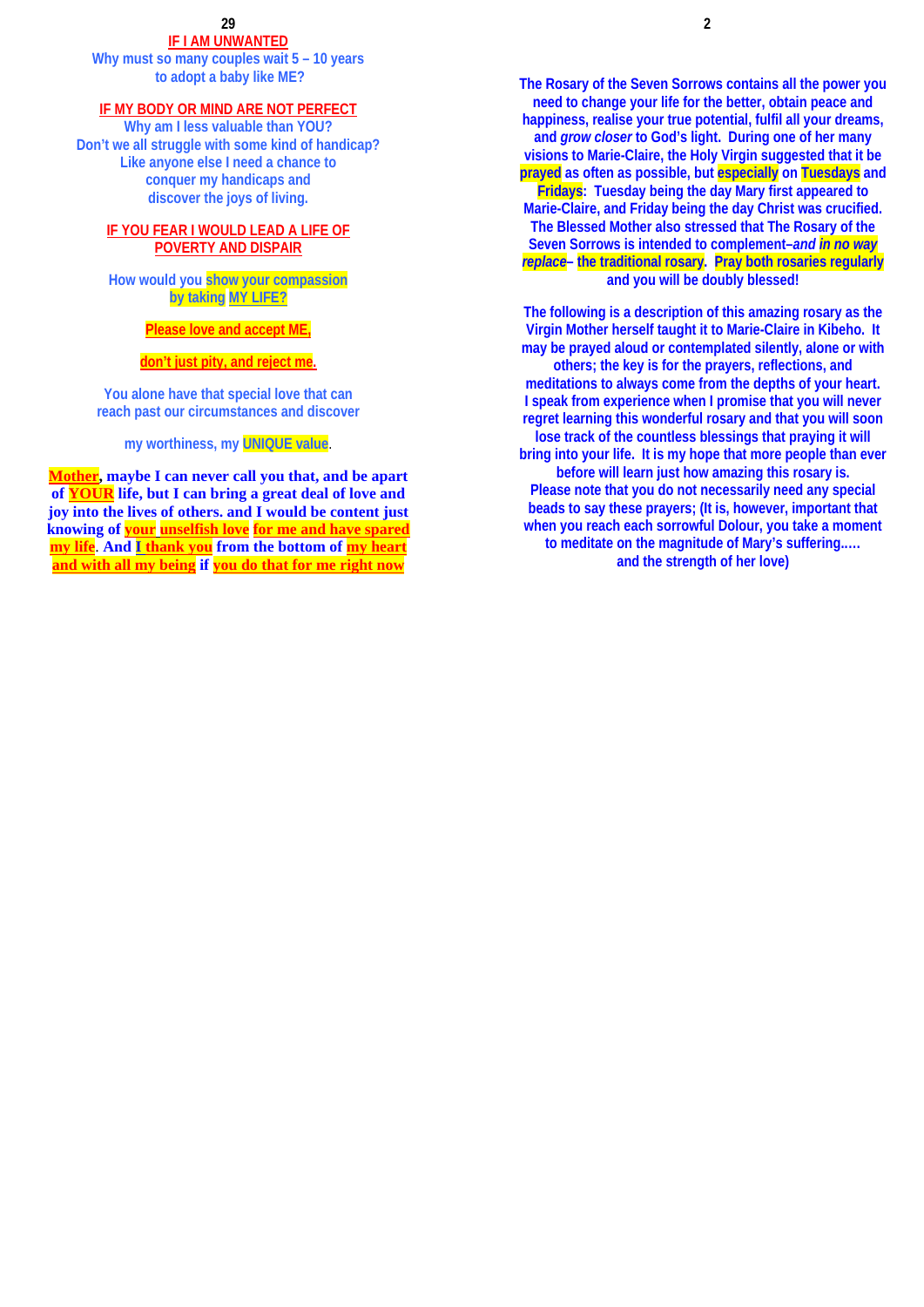**IF I AM UNWANTED**

Why must so many couples wait 5 – 10 years to adopt a baby like ME?

**IF MY BODY OR MIND ARE NOT PERFECT**

Why am I less valuable than YOU? Don't we all struggle with some kind of handicap? Like anyone else I need a chance to conquer my handicaps and discover the joys of living.

**IF YOU FEAR I WOULD LEAD A LIFE OF POVERTY AND DISPAIR**

How would you show your compassion by taking MY LIFE?

**Please love and accept ME,**

**don't just pity, and reject me.**

You alone have that special love that can reach past our circumstances and discover

my worthiness, my UNIQUE value.

**Mother, maybe I can never call you that, and be apart of YOUR life, but I can bring a great deal of love and joy into the lives of others. and I would be content just knowing of your unselfish love for me and have spared my life. And I thank you from the bottom of my heart and with all my being if you do that for me right now**

**The Rosary of the Seven Sorrows contains all the power you need to change your life for the better, obtain peace and happiness, realise your true potential, fulfil all your dreams, and *grow closer* to God's light. During one of her many visions to Marie-Claire, the Holy Virgin suggested that it be prayed as often as possible, but especially on Tuesdays and Fridays: Tuesday being the day Mary first appeared to Marie-Claire, and Friday being the day Christ was crucified. The Blessed Mother also stressed that The Rosary of the Seven Sorrows is intended to complement–*and in no way replace*– the traditional rosary. Pray both rosaries regularly and you will be doubly blessed!**

**The following is a description of this amazing rosary as the Virgin Mother herself taught it to Marie-Claire in Kibeho. It may be prayed aloud or contemplated silently, alone or with others; the key is for the prayers, reflections, and meditations to always come from the depths of your heart. I speak from experience when I promise that you will never regret learning this wonderful rosary and that you will soon lose track of the countless blessings that praying it will bring into your life. It is my hope that more people than ever before will learn just how amazing this rosary is. Please note that you do not necessarily need any special beads to say these prayers; (It is, however, important that when you reach each sorrowful Dolour, you take a moment to meditate on the magnitude of Mary's suffering..... and the strength of her love)**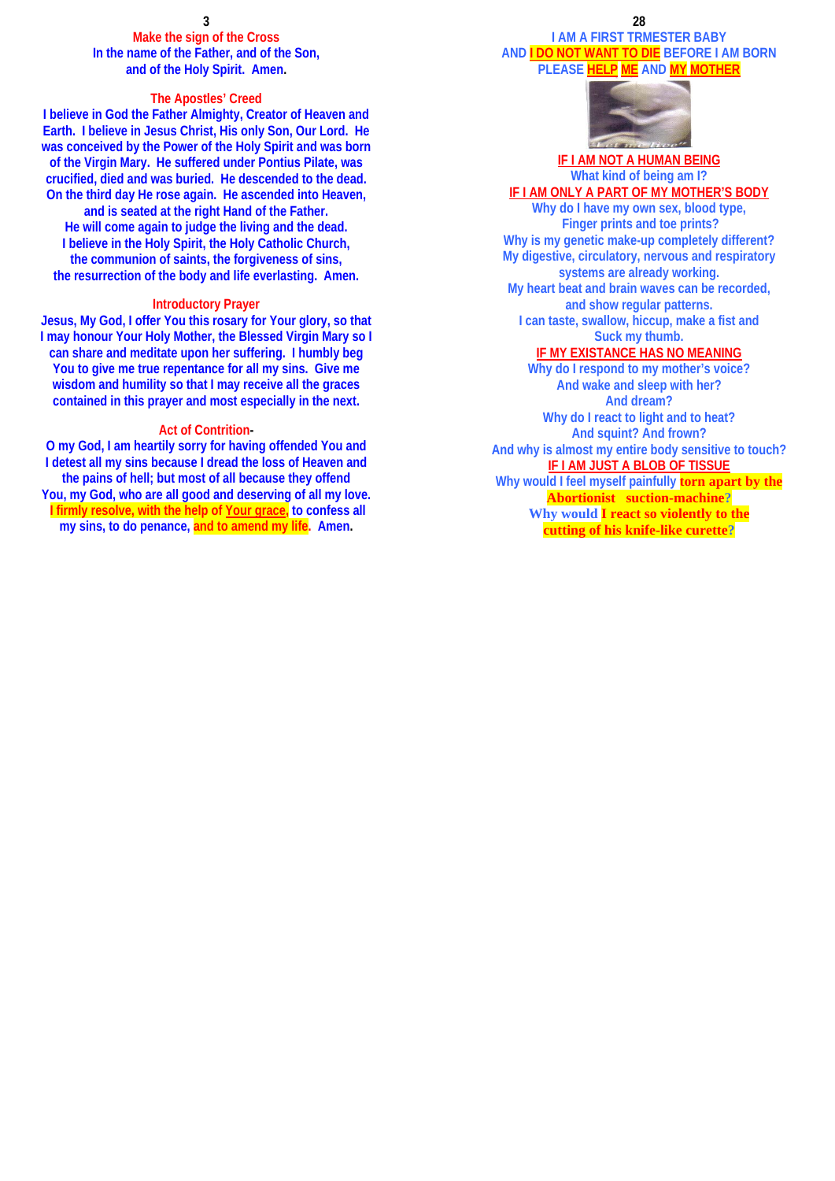**Make the sign of the Cross**

In the name of the Father, and of the Son,
and of the Holy Spirit. Amen.

**The Apostles' Creed**

I believe in God the Father Almighty, Creator of Heaven and Earth. I believe in Jesus Christ, His only Son, Our Lord. He was conceived by the Power of the Holy Spirit and was born of the Virgin Mary. He suffered under Pontius Pilate, was crucified, died and was buried. He descended to the dead. On the third day He rose again. He ascended into Heaven, and is seated at the right Hand of the Father. He will come again to judge the living and the dead. I believe in the Holy Spirit, the Holy Catholic Church, the communion of saints, the forgiveness of sins, the resurrection of the body and life everlasting. Amen.

**Introductory Prayer**

Jesus, My God, I offer You this rosary for Your glory, so that I may honour Your Holy Mother, the Blessed Virgin Mary so I can share and meditate upon her suffering. I humbly beg You to give me true repentance for all my sins. Give me wisdom and humility so that I may receive all the graces contained in this prayer and most especially in the next.

**Act of Contrition-**

O my God, I am heartily sorry for having offended You and I detest all my sins because I dread the loss of Heaven and the pains of hell; but most of all because they offend You, my God, who are all good and deserving of all my love. I firmly resolve, with the help of Your grace, to confess all my sins, to do penance, and to amend my life. Amen.

**I AM A FIRST TRMESTER BABY**
**AND I DO NOT WANT TO DIE BEFORE I AM BORN**
**PLEASE HELP ME AND MY MOTHER**

**IF I AM NOT A HUMAN BEING**

What kind of being am I?

**IF I AM ONLY A PART OF MY MOTHER'S BODY**

Why do I have my own sex, blood type,
Finger prints and toe prints?
Why is my genetic make-up completely different?
My digestive, circulatory, nervous and respiratory systems are already working.
My heart beat and brain waves can be recorded, and show regular patterns.
I can taste, swallow, hiccup, make a fist and
Suck my thumb.

**IF MY EXISTANCE HAS NO MEANING**

Why do I respond to my mother's voice?
And wake and sleep with her?
And dream?
Why do I react to light and to heat?
And squint? And frown?
And why is almost my entire body sensitive to touch?

**IF I AM JUST A BLOB OF TISSUE**

Why would I feel myself painfully torn apart by the Abortionist suction-machine?
Why would I react so violently to the cutting of his knife-like curette?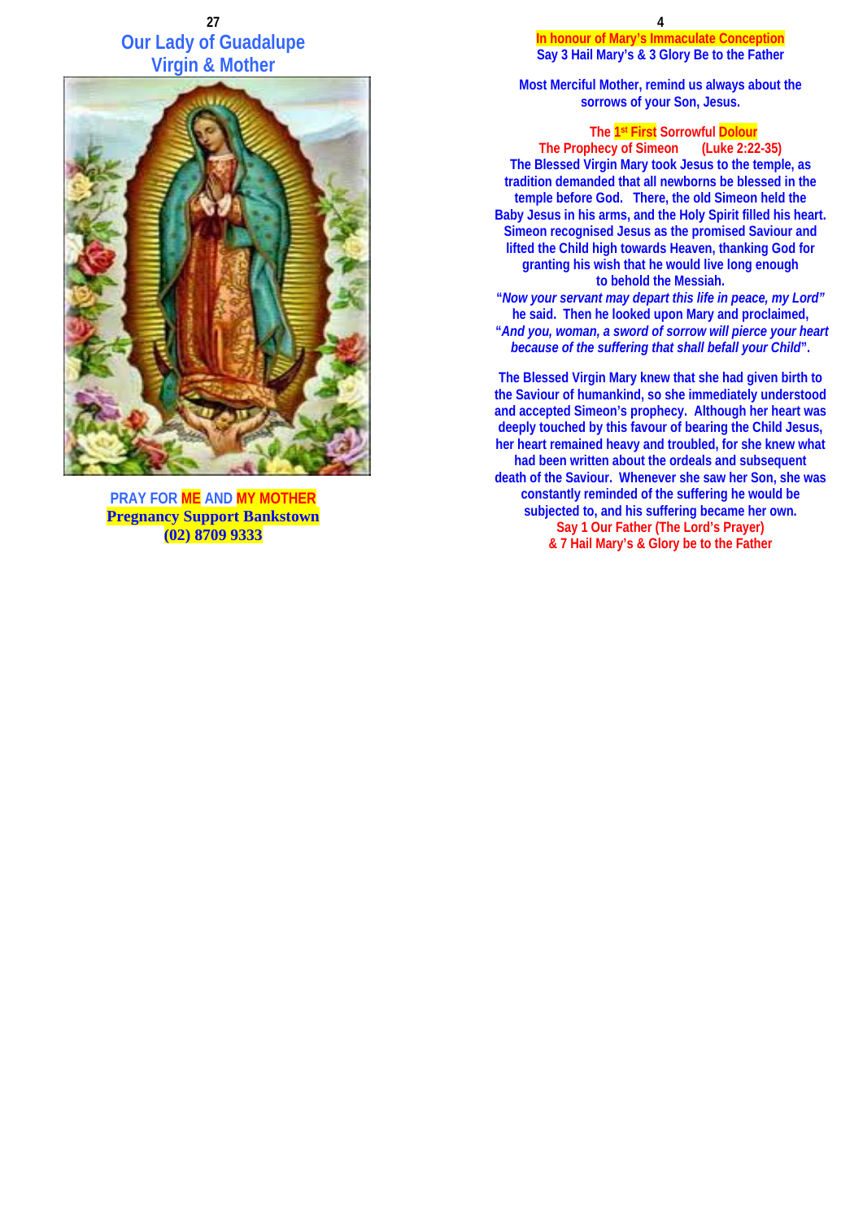## Our Lady of Guadalupe
## Virgin & Mother

**PRAY FOR ME AND MY MOTHER**
**Pregnancy Support Bankstown**
**(02) 8709 9333**

**In honour of Mary's Immaculate Conception**
**Say 3 Hail Mary's & 3 Glory Be to the Father**

**Most Merciful Mother, remind us always about the sorrows of your Son, Jesus.**

### The 1st First Sorrowful Dolour

**The Prophecy of Simeon (Luke 2:22-35)**

**The Blessed Virgin Mary took Jesus to the temple, as tradition demanded that all newborns be blessed in the temple before God. There, the old Simeon held the Baby Jesus in his arms, and the Holy Spirit filled his heart. Simeon recognised Jesus as the promised Saviour and lifted the Child high towards Heaven, thanking God for granting his wish that he would live long enough to behold the Messiah.**
**"*Now your servant may depart this life in peace, my Lord*" he said. Then he looked upon Mary and proclaimed, "*And you, woman, a sword of sorrow will pierce your heart because of the suffering that shall befall your Child*".**

**The Blessed Virgin Mary knew that she had given birth to the Saviour of humankind, so she immediately understood and accepted Simeon's prophecy. Although her heart was deeply touched by this favour of bearing the Child Jesus, her heart remained heavy and troubled, for she knew what had been written about the ordeals and subsequent death of the Saviour. Whenever she saw her Son, she was constantly reminded of the suffering he would be subjected to, and his suffering became her own.**

**Say 1 Our Father (The Lord's Prayer)**
**& 7 Hail Mary's & Glory be to the Father**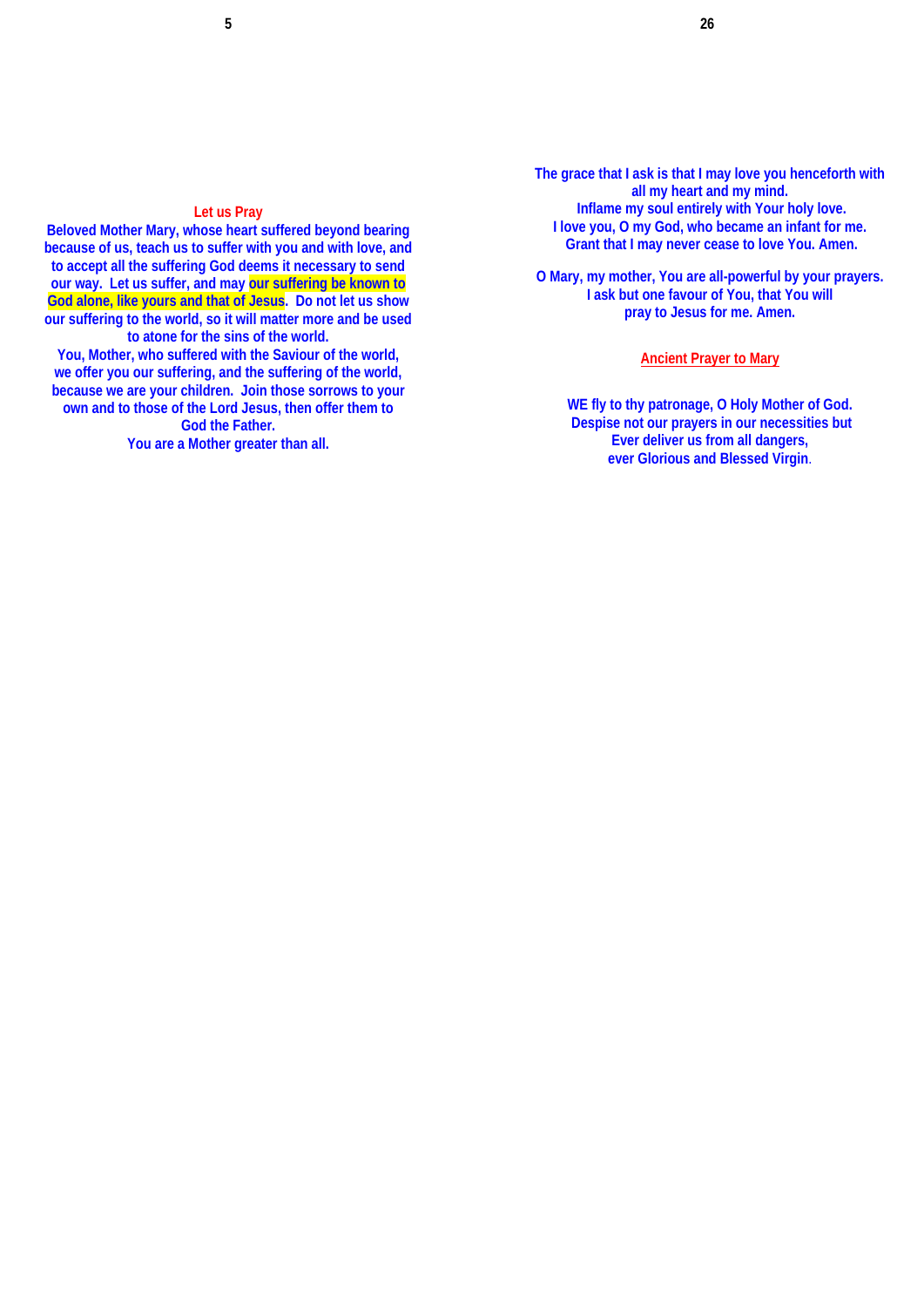### Let us Pray

**Beloved Mother Mary, whose heart suffered beyond bearing because of us, teach us to suffer with you and with love, and to accept all the suffering God deems it necessary to send our way. Let us suffer, and may our suffering be known to God alone, like yours and that of Jesus. Do not let us show our suffering to the world, so it will matter more and be used to atone for the sins of the world.**

**You, Mother, who suffered with the Saviour of the world, we offer you our suffering, and the suffering of the world, because we are your children. Join those sorrows to your own and to those of the Lord Jesus, then offer them to God the Father.**

**You are a Mother greater than all.**

**The grace that I ask is that I may love you henceforth with all my heart and my mind.**
**Inflame my soul entirely with Your holy love.**
**I love you, O my God, who became an infant for me.**
**Grant that I may never cease to love You. Amen.**

**O Mary, my mother, You are all-powerful by your prayers.**
**I ask but one favour of You, that You will pray to Jesus for me. Amen.**

### Ancient Prayer to Mary

**WE fly to thy patronage, O Holy Mother of God.**
**Despise not our prayers in our necessities but**
**Ever deliver us from all dangers,**
**ever Glorious and Blessed Virgin.**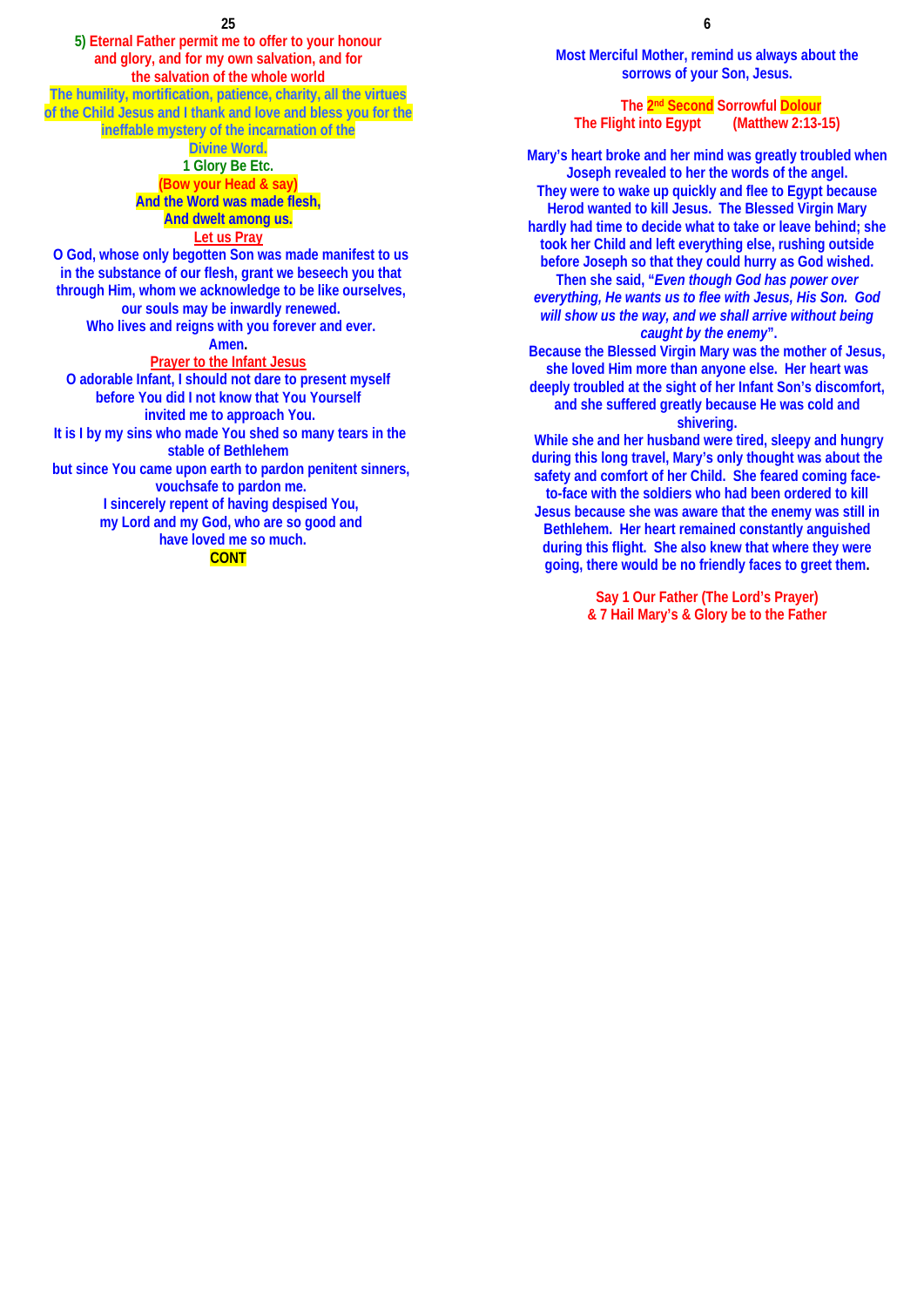5) Eternal Father permit me to offer to your honour and glory, and for my own salvation, and for the salvation of the whole world

The humility, mortification, patience, charity, all the virtues of the Child Jesus and I thank and love and bless you for the ineffable mystery of the incarnation of the Divine Word.

1 Glory Be Etc.

(Bow your Head & say)

And the Word was made flesh,
And dwelt among us.

Let us Pray

O God, whose only begotten Son was made manifest to us in the substance of our flesh, grant we beseech you that through Him, whom we acknowledge to be like ourselves, our souls may be inwardly renewed.
Who lives and reigns with you forever and ever.
Amen.

Prayer to the Infant Jesus

O adorable Infant, I should not dare to present myself before You did I not know that You Yourself invited me to approach You.
It is I by my sins who made You shed so many tears in the stable of Bethlehem
but since You came upon earth to pardon penitent sinners, vouchsafe to pardon me.
I sincerely repent of having despised You,
my Lord and my God, who are so good and have loved me so much.

CONT

Most Merciful Mother, remind us always about the sorrows of your Son, Jesus.

## The 2nd Second Sorrowful Dolour

The Flight into Egypt (Matthew 2:13-15)

Mary's heart broke and her mind was greatly troubled when Joseph revealed to her the words of the angel.
They were to wake up quickly and flee to Egypt because Herod wanted to kill Jesus. The Blessed Virgin Mary hardly had time to decide what to take or leave behind; she took her Child and left everything else, rushing outside before Joseph so that they could hurry as God wished.
Then she said, "*Even though God has power over everything, He wants us to flee with Jesus, His Son. God will show us the way, and we shall arrive without being caught by the enemy*".
Because the Blessed Virgin Mary was the mother of Jesus, she loved Him more than anyone else. Her heart was deeply troubled at the sight of her Infant Son's discomfort, and she suffered greatly because He was cold and shivering.
While she and her husband were tired, sleepy and hungry during this long travel, Mary's only thought was about the safety and comfort of her Child. She feared coming face-to-face with the soldiers who had been ordered to kill Jesus because she was aware that the enemy was still in Bethlehem. Her heart remained constantly anguished during this flight. She also knew that where they were going, there would be no friendly faces to greet them.

Say 1 Our Father (The Lord's Prayer)
& 7 Hail Mary's & Glory be to the Father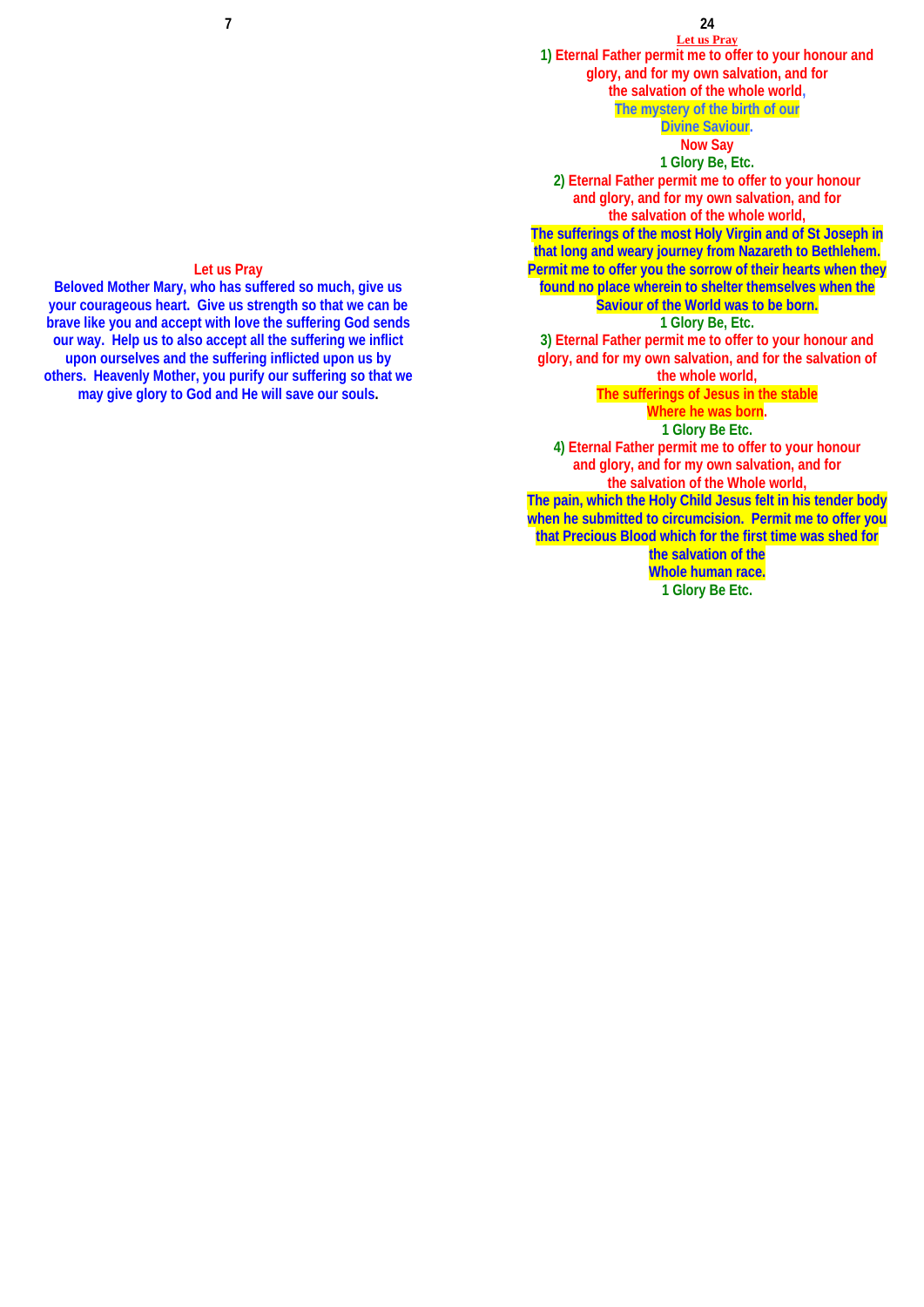### Let us Pray

**Beloved Mother Mary, who has suffered so much, give us your courageous heart. Give us strength so that we can be brave like you and accept with love the suffering God sends our way. Help us to also accept all the suffering we inflict upon ourselves and the suffering inflicted upon us by others. Heavenly Mother, you purify our suffering so that we may give glory to God and He will save our souls.**

### Let us Pray

**1) Eternal Father permit me to offer to your honour and glory, and for my own salvation, and for the salvation of the whole world,**

**The mystery of the birth of our Divine Saviour.**

**Now Say**

**1 Glory Be, Etc.**

**2) Eternal Father permit me to offer to your honour and glory, and for my own salvation, and for the salvation of the whole world,**

**The sufferings of the most Holy Virgin and of St Joseph in that long and weary journey from Nazareth to Bethlehem. Permit me to offer you the sorrow of their hearts when they found no place wherein to shelter themselves when the Saviour of the World was to be born.**

**1 Glory Be, Etc.**

**3) Eternal Father permit me to offer to your honour and glory, and for my own salvation, and for the salvation of the whole world,**

**The sufferings of Jesus in the stable Where he was born.**

**1 Glory Be Etc.**

**4) Eternal Father permit me to offer to your honour and glory, and for my own salvation, and for the salvation of the Whole world,**

**The pain, which the Holy Child Jesus felt in his tender body when he submitted to circumcision. Permit me to offer you that Precious Blood which for the first time was shed for the salvation of the Whole human race.**

**1 Glory Be Etc.**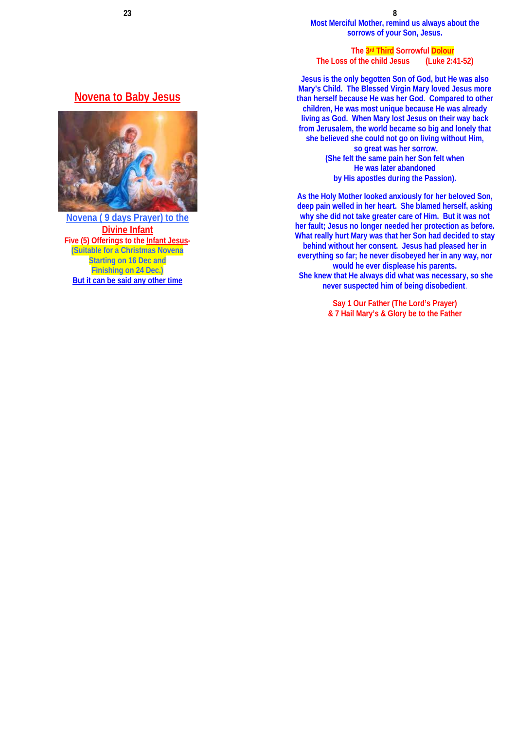## Novena to Baby Jesus

Novena ( 9 days Prayer) to the

**Divine Infant**

Five (5) Offerings to the Infant Jesus-

(Suitable for a Christmas Novena Starting on 16 Dec and Finishing on 24 Dec.)

But it can be said any other time

Most Merciful Mother, remind us always about the sorrows of your Son, Jesus.

### The 3rd Third Sorrowful Dolour

### The Loss of the child Jesus (Luke 2:41-52)

Jesus is the only begotten Son of God, but He was also Mary's Child. The Blessed Virgin Mary loved Jesus more than herself because He was her God. Compared to other children, He was most unique because He was already living as God. When Mary lost Jesus on their way back from Jerusalem, the world became so big and lonely that she believed she could not go on living without Him, so great was her sorrow.
(She felt the same pain her Son felt when He was later abandoned by His apostles during the Passion).

As the Holy Mother looked anxiously for her beloved Son, deep pain welled in her heart. She blamed herself, asking why she did not take greater care of Him. But it was not her fault; Jesus no longer needed her protection as before. What really hurt Mary was that her Son had decided to stay behind without her consent. Jesus had pleased her in everything so far; he never disobeyed her in any way, nor would he ever displease his parents.
She knew that He always did what was necessary, so she never suspected him of being disobedient.

Say 1 Our Father (The Lord's Prayer)
& 7 Hail Mary's & Glory be to the Father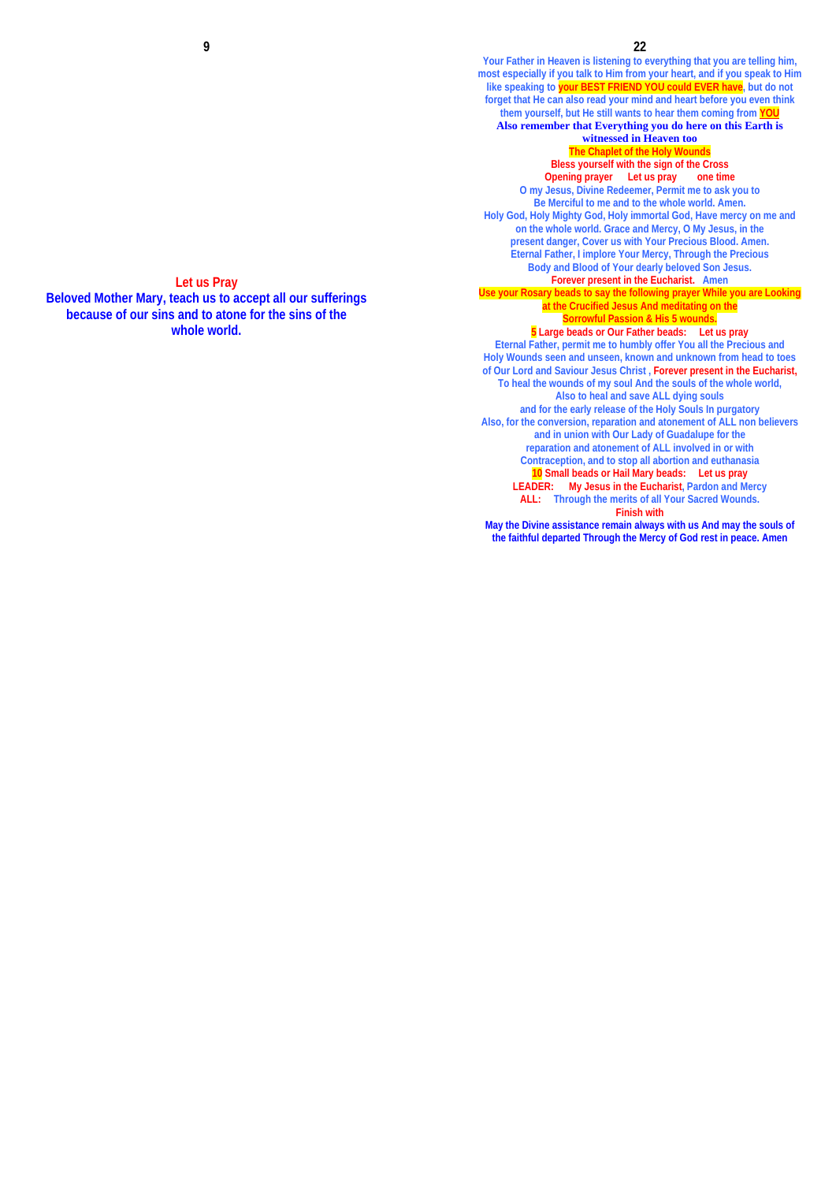**Let us Pray**

**Beloved Mother Mary, teach us to accept all our sufferings because of our sins and to atone for the sins of the whole world.**

Your Father in Heaven is listening to everything that you are telling him, most especially if you talk to Him from your heart, and if you speak to Him like speaking to **your BEST FRIEND YOU could EVER have**, but do not forget that He can also read your mind and heart before you even think them yourself, but He still wants to hear them coming from **YOU**

**Also remember that Everything you do here on this Earth is witnessed in Heaven too**

**The Chaplet of the Holy Wounds**

**Bless yourself with the sign of the Cross**

**Opening prayer Let us pray one time**

O my Jesus, Divine Redeemer, Permit me to ask you to Be Merciful to me and to the whole world. Amen.

Holy God, Holy Mighty God, Holy immortal God, Have mercy on me and on the whole world. Grace and Mercy, O My Jesus, in the present danger, Cover us with Your Precious Blood. Amen.

Eternal Father, I implore Your Mercy, Through the Precious Body and Blood of Your dearly beloved Son Jesus. **Forever present in the Eucharist.** Amen

**Use your Rosary beads to say the following prayer While you are Looking at the Crucified Jesus And meditating on the Sorrowful Passion & His 5 wounds.**

**5 Large beads or Our Father beads: Let us pray**

Eternal Father, permit me to humbly offer You all the Precious and Holy Wounds seen and unseen, known and unknown from head to toes of Our Lord and Saviour Jesus Christ , **Forever present in the Eucharist,** To heal the wounds of my soul And the souls of the whole world, Also to heal and save ALL dying souls and for the early release of the Holy Souls In purgatory Also, for the conversion, reparation and atonement of ALL non believers and in union with Our Lady of Guadalupe for the reparation and atonement of ALL involved in or with Contraception, and to stop all abortion and euthanasia

**10 Small beads or Hail Mary beads: Let us pray**

**LEADER:** **My Jesus in the Eucharist**, Pardon and Mercy

**ALL:** Through the merits of all Your Sacred Wounds.

**Finish with**

**May the Divine assistance remain always with us And may the souls of the faithful departed Through the Mercy of God rest in peace. Amen**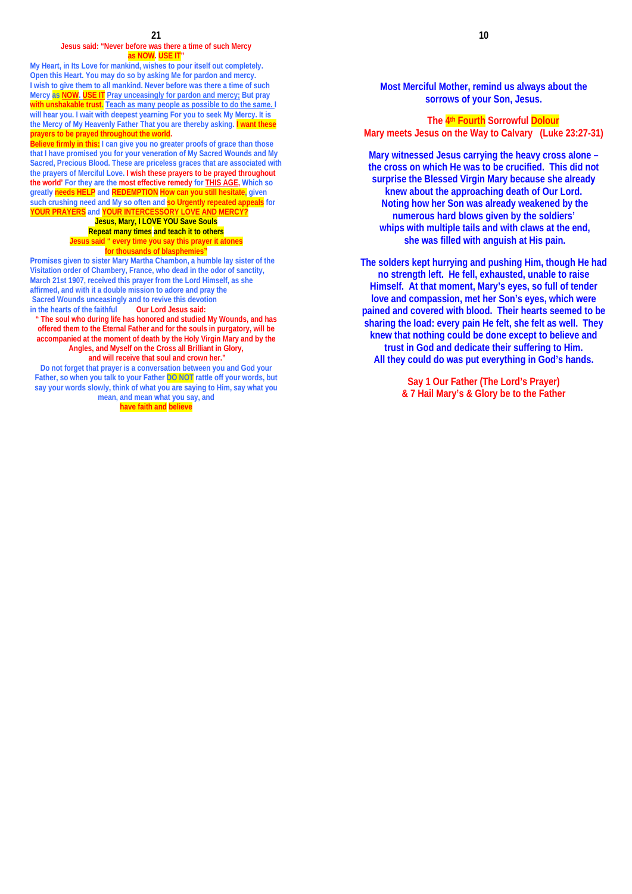**Jesus said: "Never before was there a time of such Mercy as NOW. USE IT"**

My Heart, in Its Love for mankind, wishes to pour itself out completely. Open this Heart. You may do so by asking Me for pardon and mercy. I wish to give them to all mankind. Never before was there a time of such Mercy **as NOW. USE IT** Pray unceasingly for pardon and mercy; But pray **with unshakable trust.** Teach as many people as possible to do the same. I will hear you. I wait with deepest yearning For you to seek My Mercy. It is the Mercy of My Heavenly Father That you are thereby asking. **I want these prayers to be prayed throughout the world.**

**Believe firmly in this:** I can give you no greater proofs of grace than those that I have promised you for your veneration of My Sacred Wounds and My Sacred, Precious Blood. These are priceless graces that are associated with the prayers of Merciful Love. **I wish these prayers to be prayed throughout the world'** For they are the **most effective remedy** for **THIS AGE**, Which so greatly **needs HELP** and **REDEMPTION How can you still hesitate,** given such crushing need and My so often and **so Urgently repeated appeals** for **YOUR PRAYERS** and **YOUR INTERCESSORY LOVE AND MERCY?**

**Jesus, Mary, I LOVE YOU Save Souls**

**Repeat many times and teach it to others**

**Jesus said " every time you say this prayer it atones for thousands of blasphemies"**

Promises given to sister Mary Martha Chambon, a humble lay sister of the Visitation order of Chambery, France, who dead in the odor of sanctity, March 21st 1907, received this prayer from the Lord Himself, as she affirmed, and with it a double mission to adore and pray the Sacred Wounds unceasingly and to revive this devotion in the hearts of the faithful **Our Lord Jesus said:**

**" The soul who during life has honored and studied My Wounds, and has offered them to the Eternal Father and for the souls in purgatory, will be accompanied at the moment of death by the Holy Virgin Mary and by the Angels, and Myself on the Cross all Brilliant in Glory, and will receive that soul and crown her."**

Do not forget that prayer is a conversation between you and God your Father, so when you talk to your Father **DO NOT** rattle off your words, but say your words slowly, think of what you are saying to Him, say what you mean, and mean what you say, and

**have faith and believe**

**Most Merciful Mother, remind us always about the sorrows of your Son, Jesus.**

## The 4th Fourth Sorrowful Dolour

## Mary meets Jesus on the Way to Calvary (Luke 23:27-31)

**Mary witnessed Jesus carrying the heavy cross alone – the cross on which He was to be crucified. This did not surprise the Blessed Virgin Mary because she already knew about the approaching death of Our Lord. Noting how her Son was already weakened by the numerous hard blows given by the soldiers' whips with multiple tails and with claws at the end, she was filled with anguish at His pain.**

**The solders kept hurrying and pushing Him, though He had no strength left. He fell, exhausted, unable to raise Himself. At that moment, Mary's eyes, so full of tender love and compassion, met her Son's eyes, which were pained and covered with blood. Their hearts seemed to be sharing the load: every pain He felt, she felt as well. They knew that nothing could be done except to believe and trust in God and dedicate their suffering to Him. All they could do was put everything in God's hands.**

**Say 1 Our Father (The Lord's Prayer) & 7 Hail Mary's & Glory be to the Father**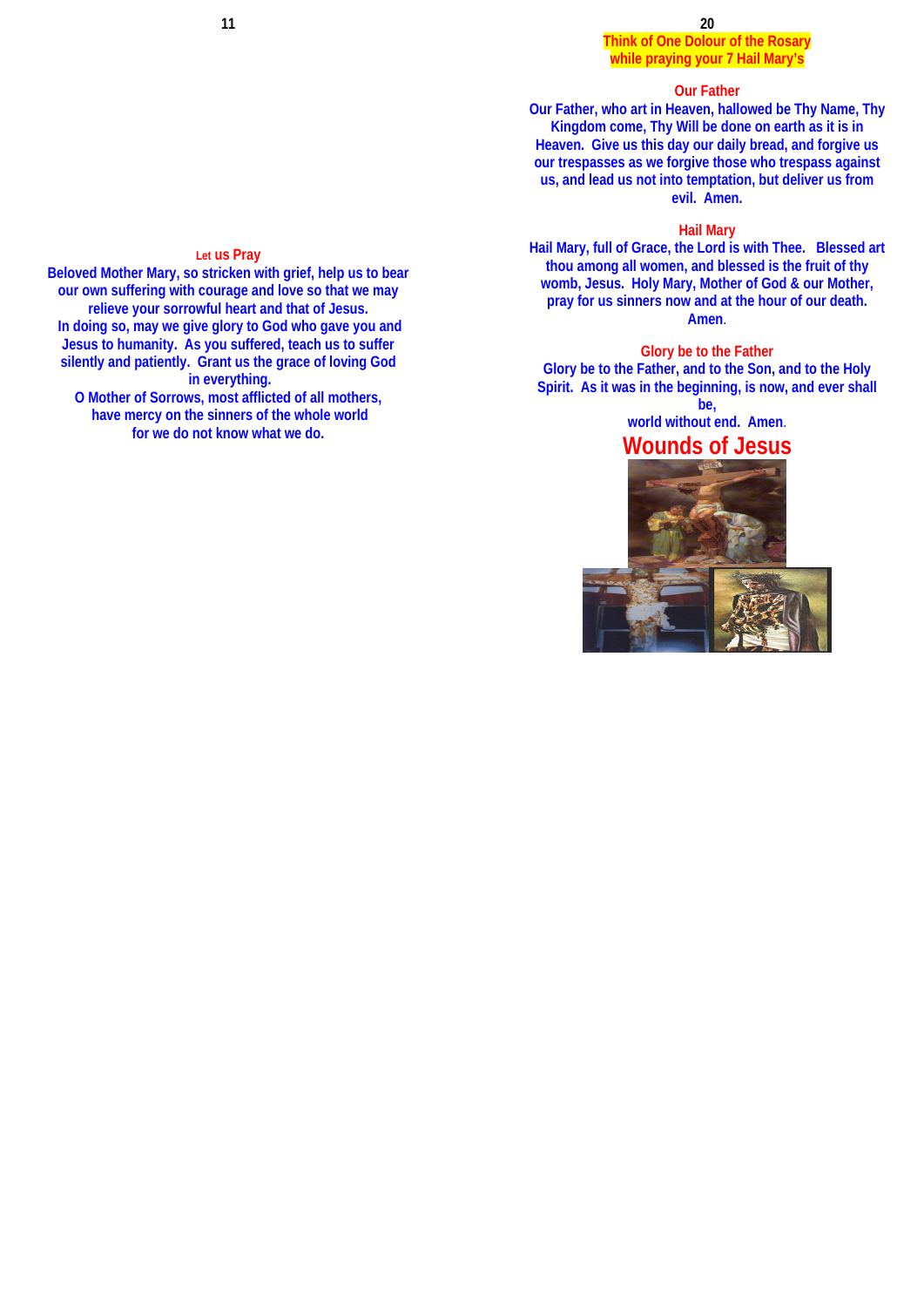## Let us Pray

**Beloved Mother Mary, so stricken with grief, help us to bear our own suffering with courage and love so that we may relieve your sorrowful heart and that of Jesus.**
**In doing so, may we give glory to God who gave you and Jesus to humanity. As you suffered, teach us to suffer silently and patiently. Grant us the grace of loving God in everything.**
**O Mother of Sorrows, most afflicted of all mothers, have mercy on the sinners of the whole world for we do not know what we do.**

**Think of One Dolour of the Rosary while praying your 7 Hail Mary's**

### Our Father

**Our Father, who art in Heaven, hallowed be Thy Name, Thy Kingdom come, Thy Will be done on earth as it is in Heaven. Give us this day our daily bread, and forgive us our trespasses as we forgive those who trespass against us, and lead us not into temptation, but deliver us from evil. Amen.**

### Hail Mary

**Hail Mary, full of Grace, the Lord is with Thee. Blessed art thou among all women, and blessed is the fruit of thy womb, Jesus. Holy Mary, Mother of God & our Mother, pray for us sinners now and at the hour of our death. Amen.**

### Glory be to the Father

**Glory be to the Father, and to the Son, and to the Holy Spirit. As it was in the beginning, is now, and ever shall be,
world without end. Amen.**

# Wounds of Jesus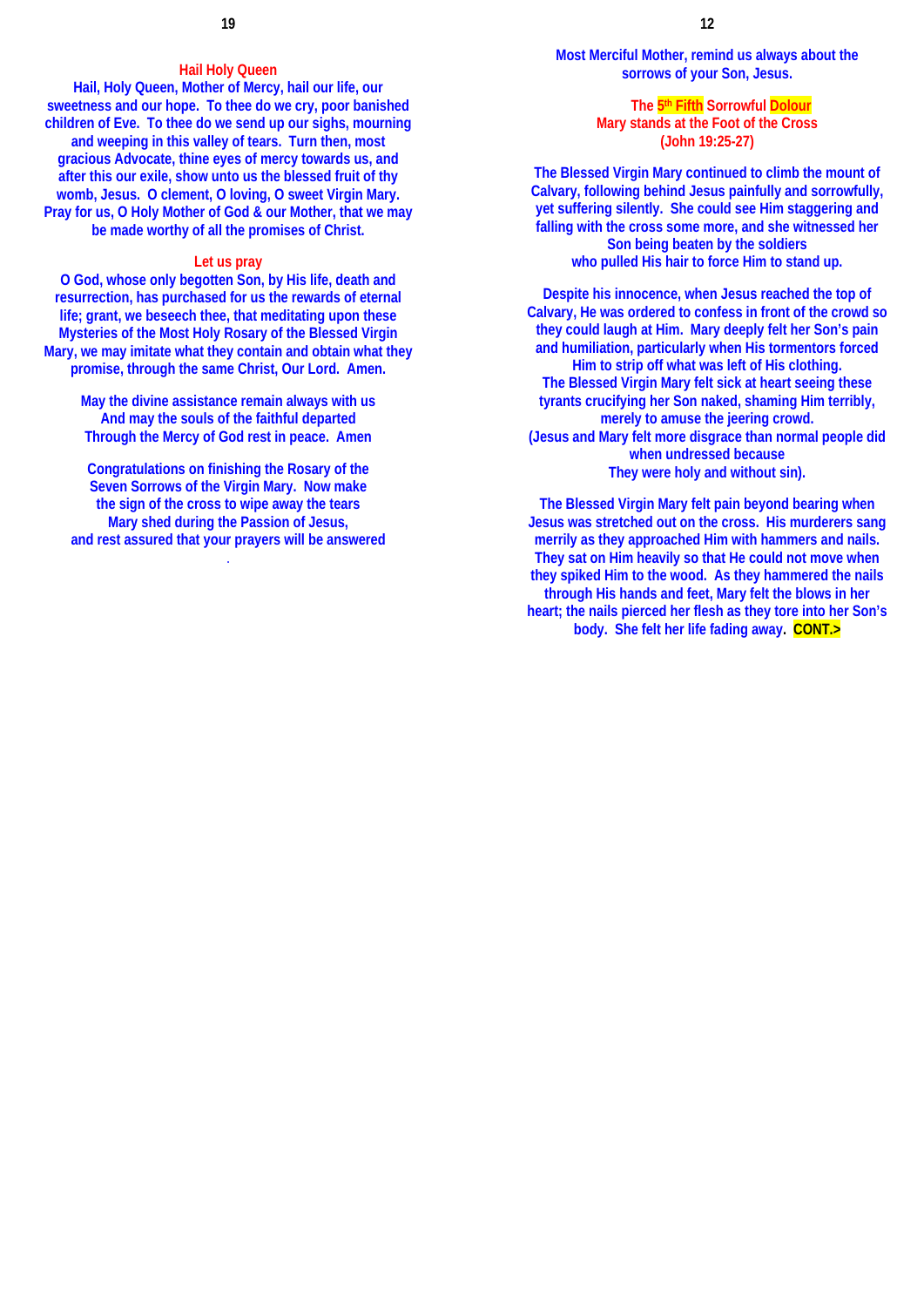## Hail Holy Queen

Hail, Holy Queen, Mother of Mercy, hail our life, our sweetness and our hope. To thee do we cry, poor banished children of Eve. To thee do we send up our sighs, mourning and weeping in this valley of tears. Turn then, most gracious Advocate, thine eyes of mercy towards us, and after this our exile, show unto us the blessed fruit of thy womb, Jesus. O clement, O loving, O sweet Virgin Mary. Pray for us, O Holy Mother of God & our Mother, that we may be made worthy of all the promises of Christ.

## Let us pray

O God, whose only begotten Son, by His life, death and resurrection, has purchased for us the rewards of eternal life; grant, we beseech thee, that meditating upon these Mysteries of the Most Holy Rosary of the Blessed Virgin Mary, we may imitate what they contain and obtain what they promise, through the same Christ, Our Lord. Amen.

May the divine assistance remain always with us
And may the souls of the faithful departed
Through the Mercy of God rest in peace. Amen

Congratulations on finishing the Rosary of the Seven Sorrows of the Virgin Mary. Now make the sign of the cross to wipe away the tears Mary shed during the Passion of Jesus, and rest assured that your prayers will be answered

.

Most Merciful Mother, remind us always about the sorrows of your Son, Jesus.

## The 5th Fifth Sorrowful Dolour
## Mary stands at the Foot of the Cross
## (John 19:25-27)

The Blessed Virgin Mary continued to climb the mount of Calvary, following behind Jesus painfully and sorrowfully, yet suffering silently. She could see Him staggering and falling with the cross some more, and she witnessed her Son being beaten by the soldiers
who pulled His hair to force Him to stand up.

Despite his innocence, when Jesus reached the top of Calvary, He was ordered to confess in front of the crowd so they could laugh at Him. Mary deeply felt her Son's pain and humiliation, particularly when His tormentors forced Him to strip off what was left of His clothing.
The Blessed Virgin Mary felt sick at heart seeing these tyrants crucifying her Son naked, shaming Him terribly, merely to amuse the jeering crowd.
(Jesus and Mary felt more disgrace than normal people did when undressed because
They were holy and without sin).

The Blessed Virgin Mary felt pain beyond bearing when Jesus was stretched out on the cross. His murderers sang merrily as they approached Him with hammers and nails. They sat on Him heavily so that He could not move when they spiked Him to the wood. As they hammered the nails through His hands and feet, Mary felt the blows in her heart; the nails pierced her flesh as they tore into her Son's body. She felt her life fading away. **CONT.>**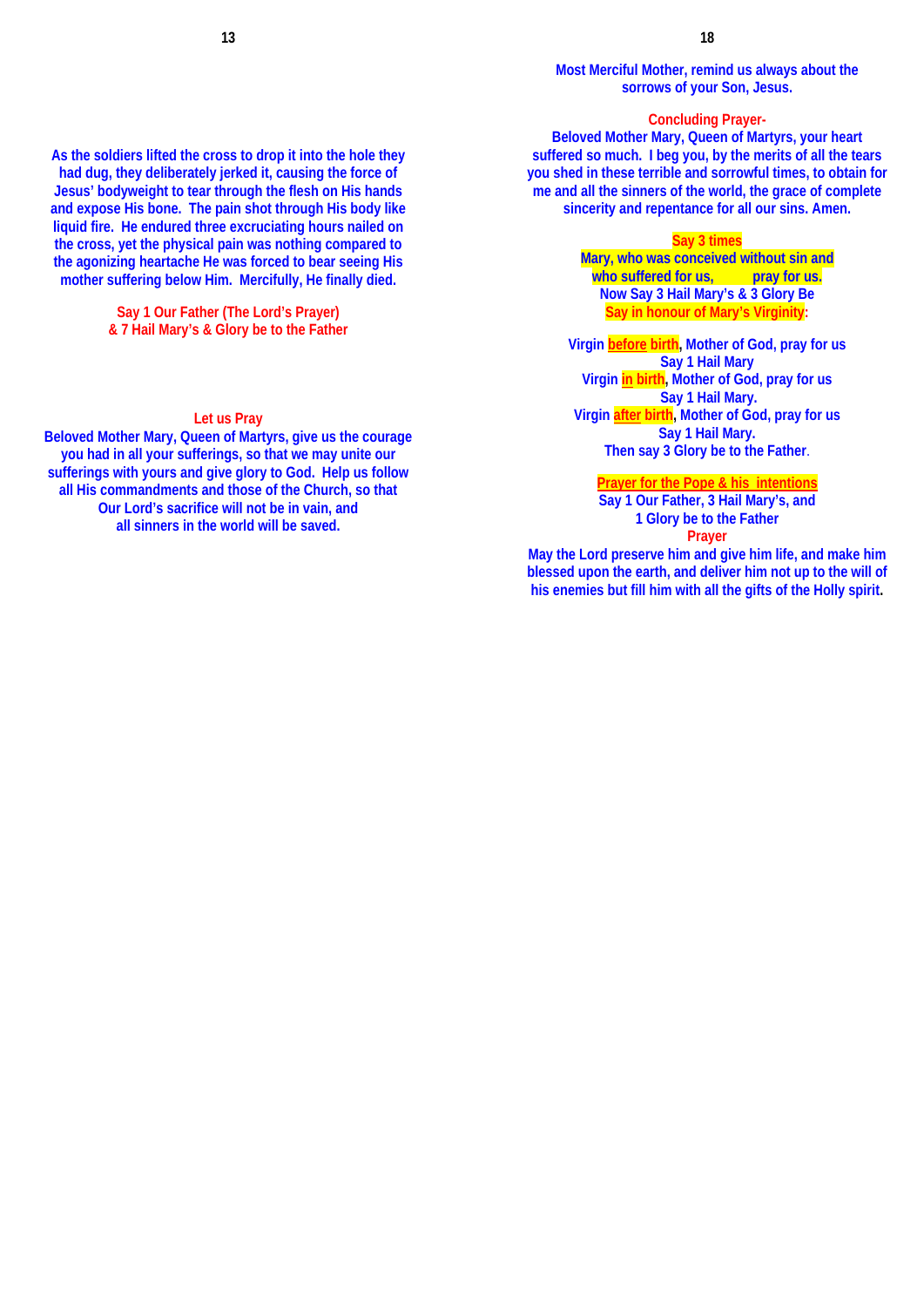As the soldiers lifted the cross to drop it into the hole they had dug, they deliberately jerked it, causing the force of Jesus' bodyweight to tear through the flesh on His hands and expose His bone. The pain shot through His body like liquid fire. He endured three excruciating hours nailed on the cross, yet the physical pain was nothing compared to the agonizing heartache He was forced to bear seeing His mother suffering below Him. Mercifully, He finally died.

Say 1 Our Father (The Lord's Prayer)
& 7 Hail Mary's & Glory be to the Father

**Let us Pray**

Beloved Mother Mary, Queen of Martyrs, give us the courage you had in all your sufferings, so that we may unite our sufferings with yours and give glory to God. Help us follow all His commandments and those of the Church, so that Our Lord's sacrifice will not be in vain, and all sinners in the world will be saved.

Most Merciful Mother, remind us always about the sorrows of your Son, Jesus.

**Concluding Prayer-**

Beloved Mother Mary, Queen of Martyrs, your heart suffered so much. I beg you, by the merits of all the tears you shed in these terrible and sorrowful times, to obtain for me and all the sinners of the world, the grace of complete sincerity and repentance for all our sins. Amen.

Say 3 times
Mary, who was conceived without sin and who suffered for us, pray for us.
Now Say 3 Hail Mary's & 3 Glory Be
Say in honour of Mary's Virginity:

Virgin **before birth**, Mother of God, pray for us
Say 1 Hail Mary
Virgin **in birth**, Mother of God, pray for us
Say 1 Hail Mary.
Virgin **after birth**, Mother of God, pray for us
Say 1 Hail Mary.
Then say 3 Glory be to the Father.

**Prayer for the Pope & his intentions**

Say 1 Our Father, 3 Hail Mary's, and
1 Glory be to the Father

**Prayer**

May the Lord preserve him and give him life, and make him blessed upon the earth, and deliver him not up to the will of his enemies but fill him with all the gifts of the Holly spirit.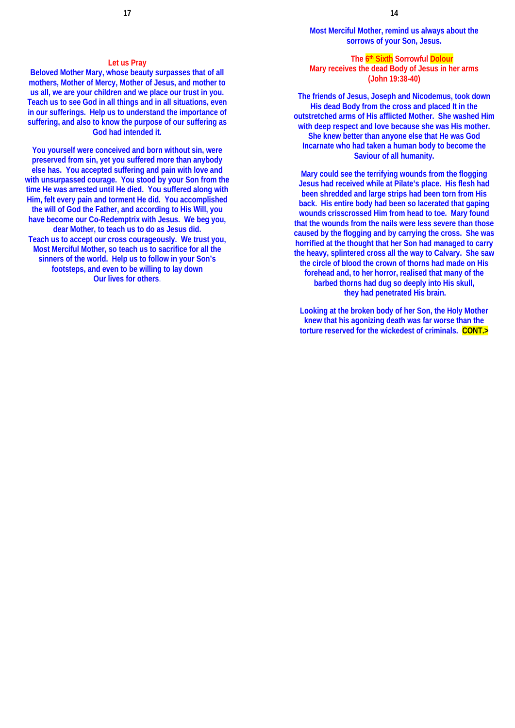**Let us Pray**

**Beloved Mother Mary, whose beauty surpasses that of all mothers, Mother of Mercy, Mother of Jesus, and mother to us all, we are your children and we place our trust in you. Teach us to see God in all things and in all situations, even in our sufferings. Help us to understand the importance of suffering, and also to know the purpose of our suffering as God had intended it.**

**You yourself were conceived and born without sin, were preserved from sin, yet you suffered more than anybody else has. You accepted suffering and pain with love and with unsurpassed courage. You stood by your Son from the time He was arrested until He died. You suffered along with Him, felt every pain and torment He did. You accomplished the will of God the Father, and according to His Will, you have become our Co-Redemptrix with Jesus. We beg you, dear Mother, to teach us to do as Jesus did.**
**Teach us to accept our cross courageously. We trust you, Most Merciful Mother, so teach us to sacrifice for all the sinners of the world. Help us to follow in your Son's footsteps, and even to be willing to lay down Our lives for others.**

**Most Merciful Mother, remind us always about the sorrows of your Son, Jesus.**

**The 6th Sixth Sorrowful Dolour**
**Mary receives the dead Body of Jesus in her arms**
**(John 19:38-40)**

**The friends of Jesus, Joseph and Nicodemus, took down His dead Body from the cross and placed It in the outstretched arms of His afflicted Mother. She washed Him with deep respect and love because she was His mother. She knew better than anyone else that He was God Incarnate who had taken a human body to become the Saviour of all humanity.**

**Mary could see the terrifying wounds from the flogging Jesus had received while at Pilate's place. His flesh had been shredded and large strips had been torn from His back. His entire body had been so lacerated that gaping wounds crisscrossed Him from head to toe. Mary found that the wounds from the nails were less severe than those caused by the flogging and by carrying the cross. She was horrified at the thought that her Son had managed to carry the heavy, splintered cross all the way to Calvary. She saw the circle of blood the crown of thorns had made on His forehead and, to her horror, realised that many of the barbed thorns had dug so deeply into His skull, they had penetrated His brain.**

**Looking at the broken body of her Son, the Holy Mother knew that his agonizing death was far worse than the torture reserved for the wickedest of criminals. CONT.>**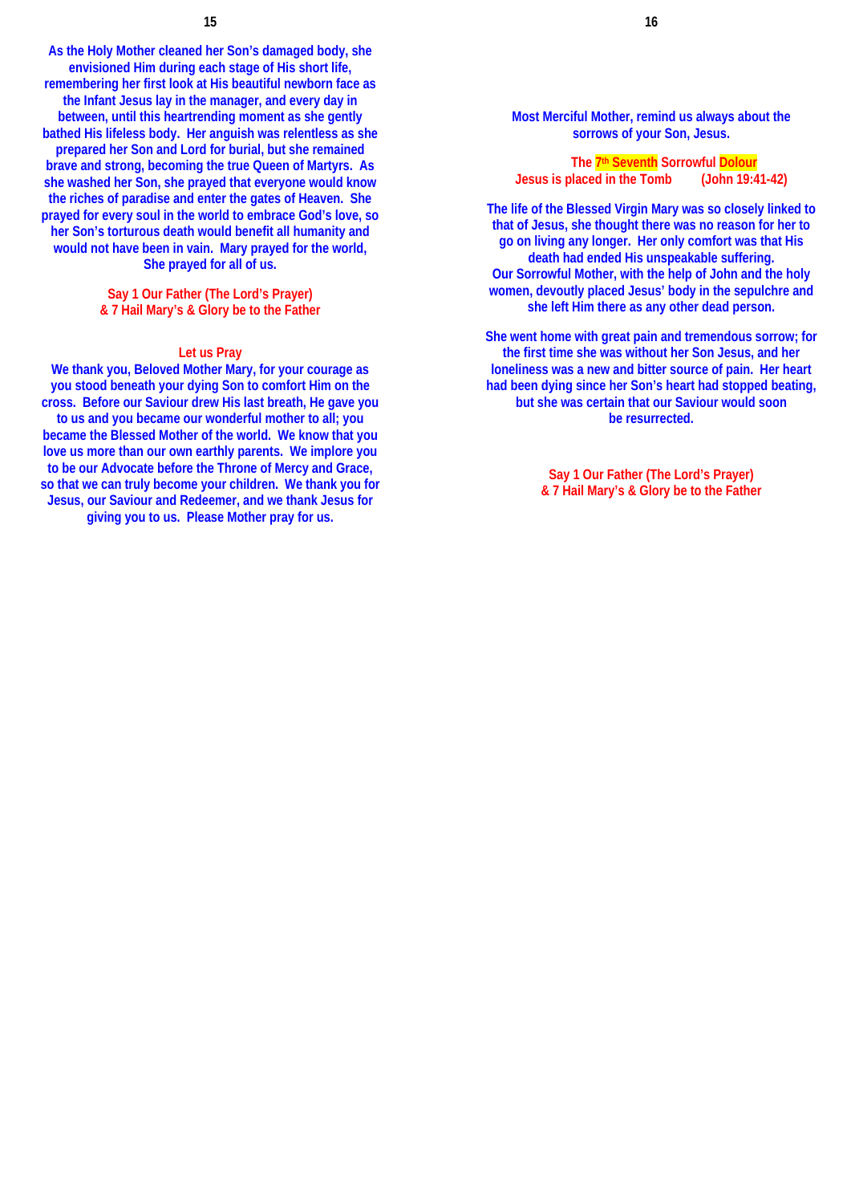As the Holy Mother cleaned her Son's damaged body, she envisioned Him during each stage of His short life, remembering her first look at His beautiful newborn face as the Infant Jesus lay in the manager, and every day in between, until this heartrending moment as she gently bathed His lifeless body. Her anguish was relentless as she prepared her Son and Lord for burial, but she remained brave and strong, becoming the true Queen of Martyrs. As she washed her Son, she prayed that everyone would know the riches of paradise and enter the gates of Heaven. She prayed for every soul in the world to embrace God's love, so her Son's torturous death would benefit all humanity and would not have been in vain. Mary prayed for the world, She prayed for all of us.

Say 1 Our Father (The Lord's Prayer)
& 7 Hail Mary's & Glory be to the Father

Let us Pray

We thank you, Beloved Mother Mary, for your courage as you stood beneath your dying Son to comfort Him on the cross. Before our Saviour drew His last breath, He gave you to us and you became our wonderful mother to all; you became the Blessed Mother of the world. We know that you love us more than our own earthly parents. We implore you to be our Advocate before the Throne of Mercy and Grace, so that we can truly become your children. We thank you for Jesus, our Saviour and Redeemer, and we thank Jesus for giving you to us. Please Mother pray for us.

Most Merciful Mother, remind us always about the sorrows of your Son, Jesus.

## The 7th Seventh Sorrowful Dolour

### Jesus is placed in the Tomb (John 19:41-42)

The life of the Blessed Virgin Mary was so closely linked to that of Jesus, she thought there was no reason for her to go on living any longer. Her only comfort was that His death had ended His unspeakable suffering.
Our Sorrowful Mother, with the help of John and the holy women, devoutly placed Jesus' body in the sepulchre and she left Him there as any other dead person.

She went home with great pain and tremendous sorrow; for the first time she was without her Son Jesus, and her loneliness was a new and bitter source of pain. Her heart had been dying since her Son's heart had stopped beating, but she was certain that our Saviour would soon be resurrected.

Say 1 Our Father (The Lord's Prayer)
& 7 Hail Mary's & Glory be to the Father